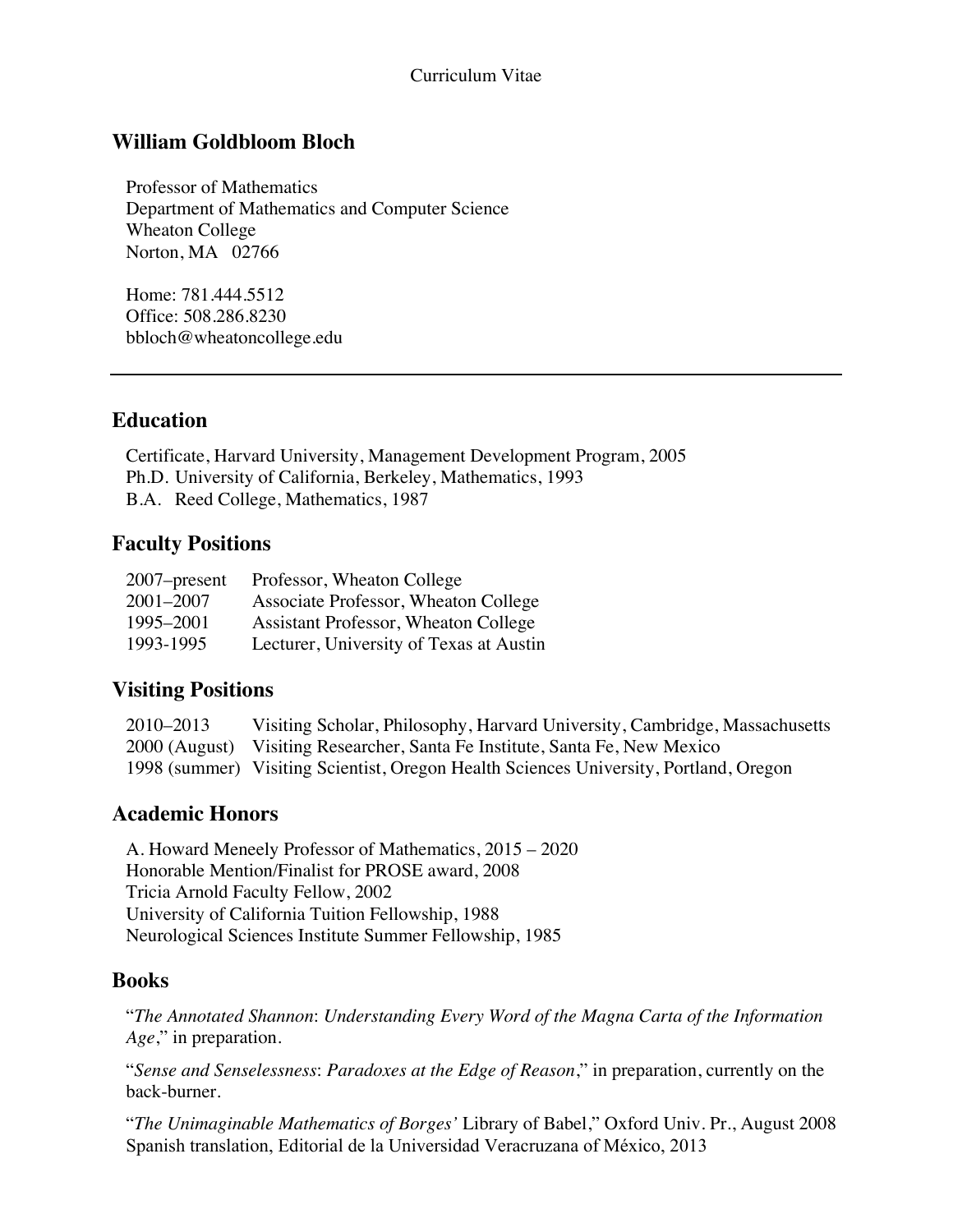Curriculum Vitae

# William Goldbloom Bloch

Professor of Mathematics
Department of Mathematics and Computer Science
Wheaton College
Norton, MA 02766

Home: 781.444.5512
Office: 508.286.8230
bbloch@wheatoncollege.edu

---

## Education

Certificate, Harvard University, Management Development Program, 2005
Ph.D. University of California, Berkeley, Mathematics, 1993
B.A. Reed College, Mathematics, 1987

## Faculty Positions

| | |
|---|---|
| 2007–present | Professor, Wheaton College |
| 2001–2007 | Associate Professor, Wheaton College |
| 1995–2001 | Assistant Professor, Wheaton College |
| 1993-1995 | Lecturer, University of Texas at Austin |

## Visiting Positions

| | |
|---|---|
| 2010–2013 | Visiting Scholar, Philosophy, Harvard University, Cambridge, Massachusetts |
| 2000 (August) | Visiting Researcher, Santa Fe Institute, Santa Fe, New Mexico |
| 1998 (summer) | Visiting Scientist, Oregon Health Sciences University, Portland, Oregon |

## Academic Honors

A. Howard Meneely Professor of Mathematics, 2015 – 2020
Honorable Mention/Finalist for PROSE award, 2008
Tricia Arnold Faculty Fellow, 2002
University of California Tuition Fellowship, 1988
Neurological Sciences Institute Summer Fellowship, 1985

## Books

"*The Annotated Shannon*: *Understanding Every Word of the Magna Carta of the Information Age*," in preparation.

"*Sense and Senselessness*: *Paradoxes at the Edge of Reason*," in preparation, currently on the back-burner.

"*The Unimaginable Mathematics of Borges'* Library of Babel," Oxford Univ. Pr., August 2008
Spanish translation, Editorial de la Universidad Veracruzana of México, 2013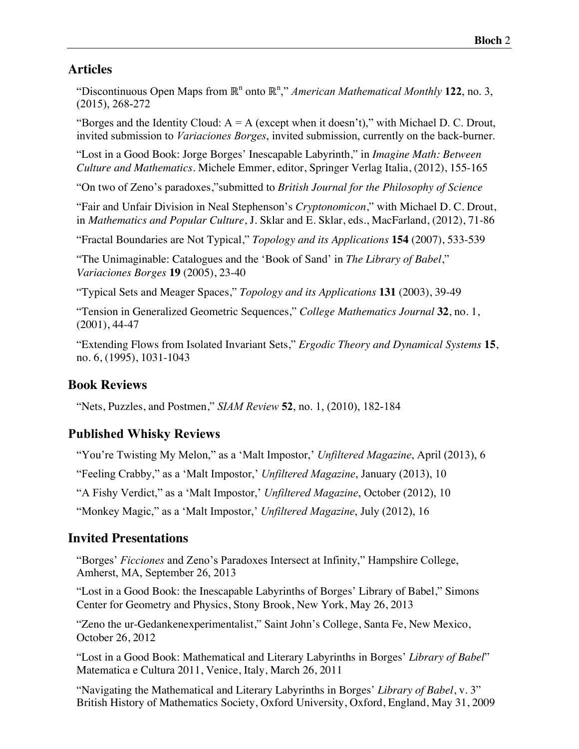## Articles

"Discontinuous Open Maps from $\mathbb{R}^n$ onto $\mathbb{R}^n$," *American Mathematical Monthly* **122**, no. 3, (2015), 268-272

"Borges and the Identity Cloud: A = A (except when it doesn't)," with Michael D. C. Drout, invited submission to *Variaciones Borges*, invited submission, currently on the back-burner.

"Lost in a Good Book: Jorge Borges' Inescapable Labyrinth," in *Imagine Math: Between Culture and Mathematics*. Michele Emmer, editor, Springer Verlag Italia, (2012), 155-165

"On two of Zeno's paradoxes,"submitted to *British Journal for the Philosophy of Science*

"Fair and Unfair Division in Neal Stephenson's *Cryptonomicon*," with Michael D. C. Drout, in *Mathematics and Popular Culture*, J. Sklar and E. Sklar, eds., MacFarland, (2012), 71-86

"Fractal Boundaries are Not Typical," *Topology and its Applications* **154** (2007), 533-539

"The Unimaginable: Catalogues and the 'Book of Sand' in *The Library of Babel*," *Variaciones Borges* **19** (2005), 23-40

"Typical Sets and Meager Spaces," *Topology and its Applications* **131** (2003), 39-49

"Tension in Generalized Geometric Sequences," *College Mathematics Journal* **32**, no. 1, (2001), 44-47

"Extending Flows from Isolated Invariant Sets," *Ergodic Theory and Dynamical Systems* **15**, no. 6, (1995), 1031-1043

## Book Reviews

"Nets, Puzzles, and Postmen," *SIAM Review* **52**, no. 1, (2010), 182-184

## Published Whisky Reviews

"You're Twisting My Melon," as a 'Malt Impostor,' *Unfiltered Magazine*, April (2013), 6

"Feeling Crabby," as a 'Malt Impostor,' *Unfiltered Magazine*, January (2013), 10

"A Fishy Verdict," as a 'Malt Impostor,' *Unfiltered Magazine*, October (2012), 10

"Monkey Magic," as a 'Malt Impostor,' *Unfiltered Magazine*, July (2012), 16

## Invited Presentations

"Borges' *Ficciones* and Zeno's Paradoxes Intersect at Infinity," Hampshire College, Amherst, MA, September 26, 2013

"Lost in a Good Book: the Inescapable Labyrinths of Borges' Library of Babel," Simons Center for Geometry and Physics, Stony Brook, New York, May 26, 2013

"Zeno the ur-Gedankenexperimentalist," Saint John's College, Santa Fe, New Mexico, October 26, 2012

"Lost in a Good Book: Mathematical and Literary Labyrinths in Borges' *Library of Babel*" Matematica e Cultura 2011, Venice, Italy, March 26, 2011

"Navigating the Mathematical and Literary Labyrinths in Borges' *Library of Babel*, v. 3" British History of Mathematics Society, Oxford University, Oxford, England, May 31, 2009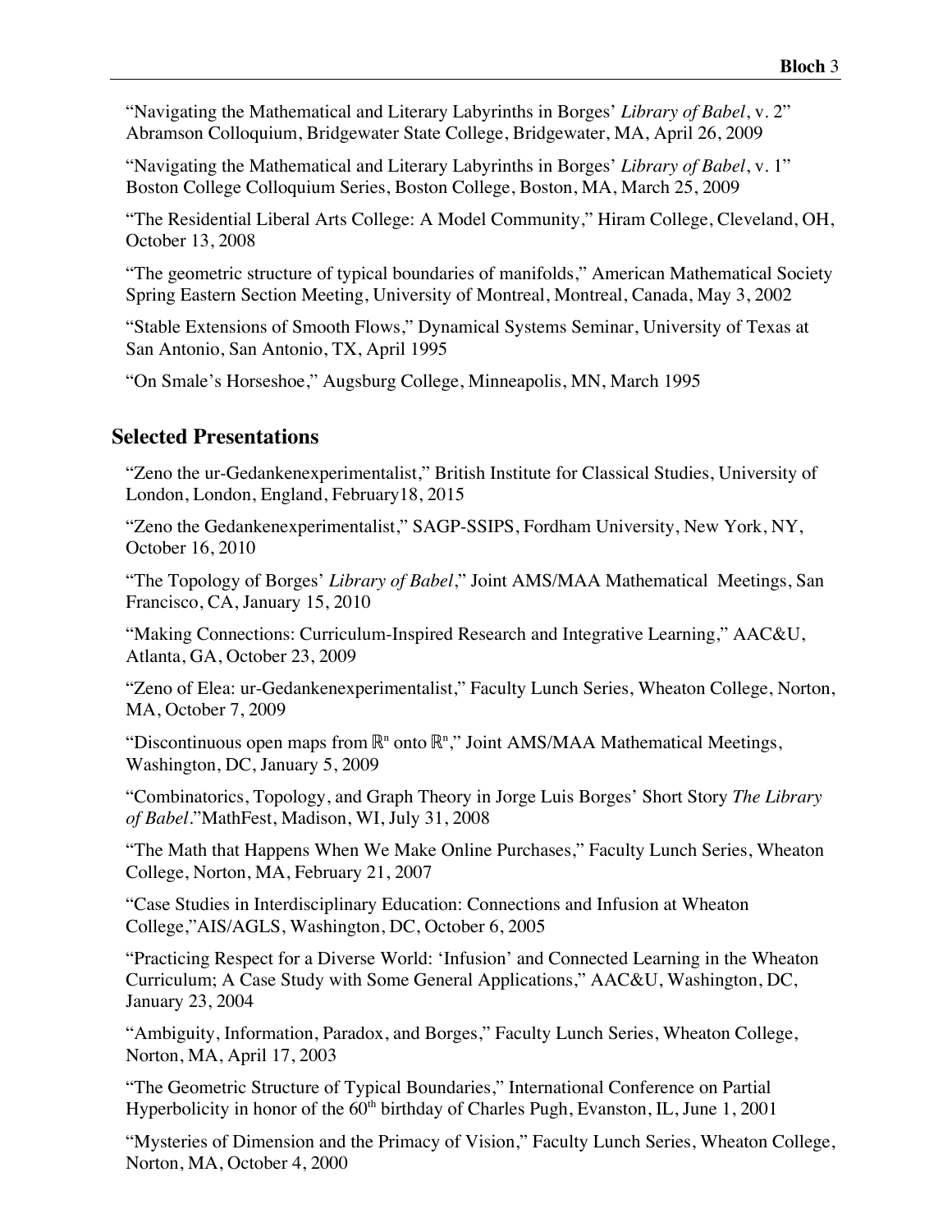"Navigating the Mathematical and Literary Labyrinths in Borges' *Library of Babel*, v. 2" Abramson Colloquium, Bridgewater State College, Bridgewater, MA, April 26, 2009

"Navigating the Mathematical and Literary Labyrinths in Borges' *Library of Babel*, v. 1" Boston College Colloquium Series, Boston College, Boston, MA, March 25, 2009

"The Residential Liberal Arts College: A Model Community," Hiram College, Cleveland, OH, October 13, 2008

"The geometric structure of typical boundaries of manifolds," American Mathematical Society Spring Eastern Section Meeting, University of Montreal, Montreal, Canada, May 3, 2002

"Stable Extensions of Smooth Flows," Dynamical Systems Seminar, University of Texas at San Antonio, San Antonio, TX, April 1995

"On Smale's Horseshoe," Augsburg College, Minneapolis, MN, March 1995

## Selected Presentations

"Zeno the ur-Gedankenexperimentalist," British Institute for Classical Studies, University of London, London, England, February18, 2015

"Zeno the Gedankenexperimentalist," SAGP-SSIPS, Fordham University, New York, NY, October 16, 2010

"The Topology of Borges' *Library of Babel*," Joint AMS/MAA Mathematical Meetings, San Francisco, CA, January 15, 2010

"Making Connections: Curriculum-Inspired Research and Integrative Learning," AAC&U, Atlanta, GA, October 23, 2009

"Zeno of Elea: ur-Gedankenexperimentalist," Faculty Lunch Series, Wheaton College, Norton, MA, October 7, 2009

"Discontinuous open maps from $\mathbb{R}^n$ onto $\mathbb{R}^n$," Joint AMS/MAA Mathematical Meetings, Washington, DC, January 5, 2009

"Combinatorics, Topology, and Graph Theory in Jorge Luis Borges' Short Story *The Library of Babel*."MathFest, Madison, WI, July 31, 2008

"The Math that Happens When We Make Online Purchases," Faculty Lunch Series, Wheaton College, Norton, MA, February 21, 2007

"Case Studies in Interdisciplinary Education: Connections and Infusion at Wheaton College,"AIS/AGLS, Washington, DC, October 6, 2005

"Practicing Respect for a Diverse World: 'Infusion' and Connected Learning in the Wheaton Curriculum; A Case Study with Some General Applications," AAC&U, Washington, DC, January 23, 2004

"Ambiguity, Information, Paradox, and Borges," Faculty Lunch Series, Wheaton College, Norton, MA, April 17, 2003

"The Geometric Structure of Typical Boundaries," International Conference on Partial Hyperbolicity in honor of the 60th birthday of Charles Pugh, Evanston, IL, June 1, 2001

"Mysteries of Dimension and the Primacy of Vision," Faculty Lunch Series, Wheaton College, Norton, MA, October 4, 2000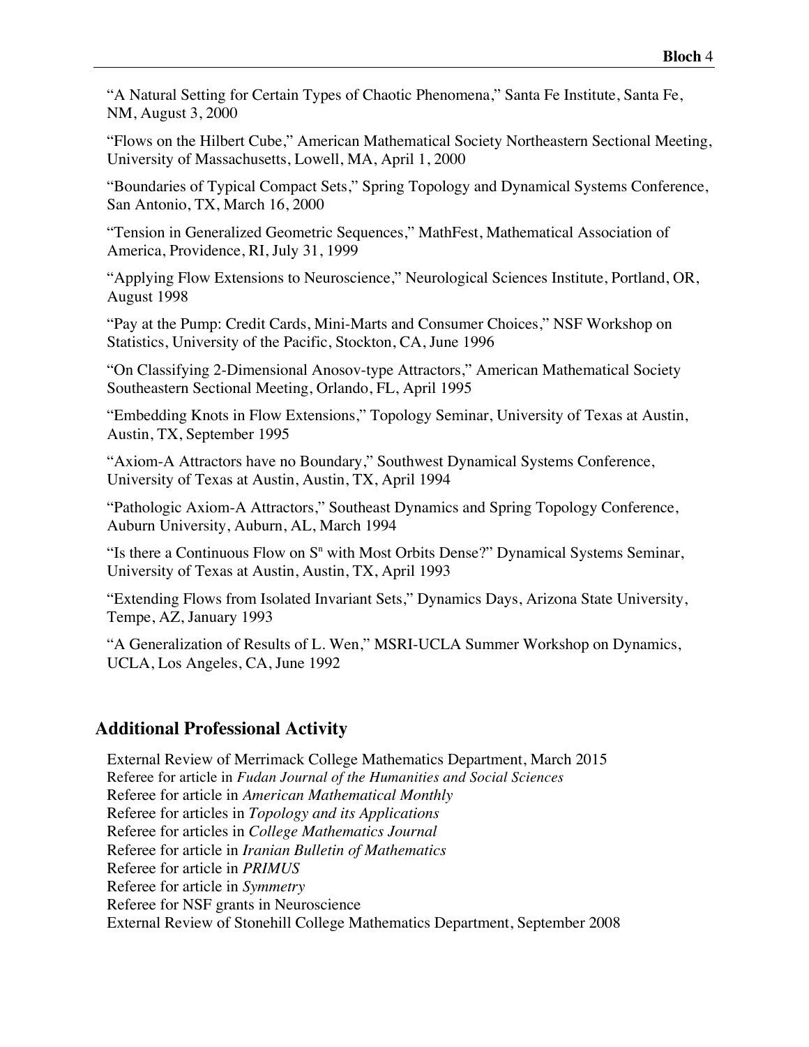"A Natural Setting for Certain Types of Chaotic Phenomena," Santa Fe Institute, Santa Fe, NM, August 3, 2000

"Flows on the Hilbert Cube," American Mathematical Society Northeastern Sectional Meeting, University of Massachusetts, Lowell, MA, April 1, 2000

"Boundaries of Typical Compact Sets," Spring Topology and Dynamical Systems Conference, San Antonio, TX, March 16, 2000

"Tension in Generalized Geometric Sequences," MathFest, Mathematical Association of America, Providence, RI, July 31, 1999

"Applying Flow Extensions to Neuroscience," Neurological Sciences Institute, Portland, OR, August 1998

"Pay at the Pump: Credit Cards, Mini-Marts and Consumer Choices," NSF Workshop on Statistics, University of the Pacific, Stockton, CA, June 1996

"On Classifying 2-Dimensional Anosov-type Attractors," American Mathematical Society Southeastern Sectional Meeting, Orlando, FL, April 1995

"Embedding Knots in Flow Extensions," Topology Seminar, University of Texas at Austin, Austin, TX, September 1995

"Axiom-A Attractors have no Boundary," Southwest Dynamical Systems Conference, University of Texas at Austin, Austin, TX, April 1994

"Pathologic Axiom-A Attractors," Southeast Dynamics and Spring Topology Conference, Auburn University, Auburn, AL, March 1994

"Is there a Continuous Flow on $S^n$ with Most Orbits Dense?" Dynamical Systems Seminar, University of Texas at Austin, Austin, TX, April 1993

"Extending Flows from Isolated Invariant Sets," Dynamics Days, Arizona State University, Tempe, AZ, January 1993

"A Generalization of Results of L. Wen," MSRI-UCLA Summer Workshop on Dynamics, UCLA, Los Angeles, CA, June 1992

## Additional Professional Activity

External Review of Merrimack College Mathematics Department, March 2015
Referee for article in *Fudan Journal of the Humanities and Social Sciences*
Referee for article in *American Mathematical Monthly*
Referee for articles in *Topology and its Applications*
Referee for articles in *College Mathematics Journal*
Referee for article in *Iranian Bulletin of Mathematics*
Referee for article in *PRIMUS*
Referee for article in *Symmetry*
Referee for NSF grants in Neuroscience
External Review of Stonehill College Mathematics Department, September 2008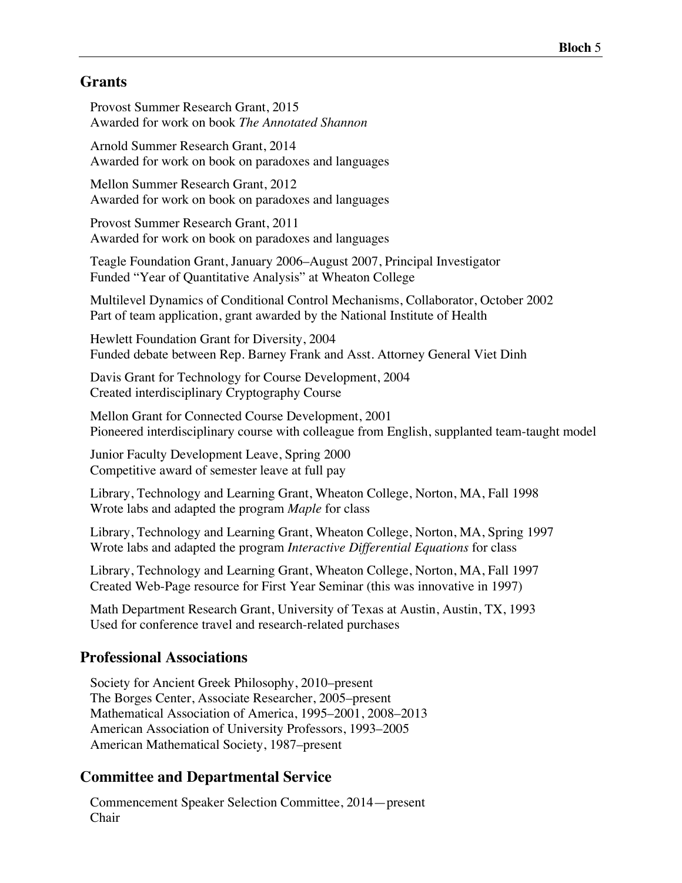## Grants

Provost Summer Research Grant, 2015
Awarded for work on book *The Annotated Shannon*

Arnold Summer Research Grant, 2014
Awarded for work on book on paradoxes and languages

Mellon Summer Research Grant, 2012
Awarded for work on book on paradoxes and languages

Provost Summer Research Grant, 2011
Awarded for work on book on paradoxes and languages

Teagle Foundation Grant, January 2006–August 2007, Principal Investigator
Funded "Year of Quantitative Analysis" at Wheaton College

Multilevel Dynamics of Conditional Control Mechanisms, Collaborator, October 2002
Part of team application, grant awarded by the National Institute of Health

Hewlett Foundation Grant for Diversity, 2004
Funded debate between Rep. Barney Frank and Asst. Attorney General Viet Dinh

Davis Grant for Technology for Course Development, 2004
Created interdisciplinary Cryptography Course

Mellon Grant for Connected Course Development, 2001
Pioneered interdisciplinary course with colleague from English, supplanted team-taught model

Junior Faculty Development Leave, Spring 2000
Competitive award of semester leave at full pay

Library, Technology and Learning Grant, Wheaton College, Norton, MA, Fall 1998
Wrote labs and adapted the program *Maple* for class

Library, Technology and Learning Grant, Wheaton College, Norton, MA, Spring 1997
Wrote labs and adapted the program *Interactive Differential Equations* for class

Library, Technology and Learning Grant, Wheaton College, Norton, MA, Fall 1997
Created Web-Page resource for First Year Seminar (this was innovative in 1997)

Math Department Research Grant, University of Texas at Austin, Austin, TX, 1993
Used for conference travel and research-related purchases

## Professional Associations

Society for Ancient Greek Philosophy, 2010–present
The Borges Center, Associate Researcher, 2005–present
Mathematical Association of America, 1995–2001, 2008–2013
American Association of University Professors, 1993–2005
American Mathematical Society, 1987–present

## Committee and Departmental Service

Commencement Speaker Selection Committee, 2014—present
Chair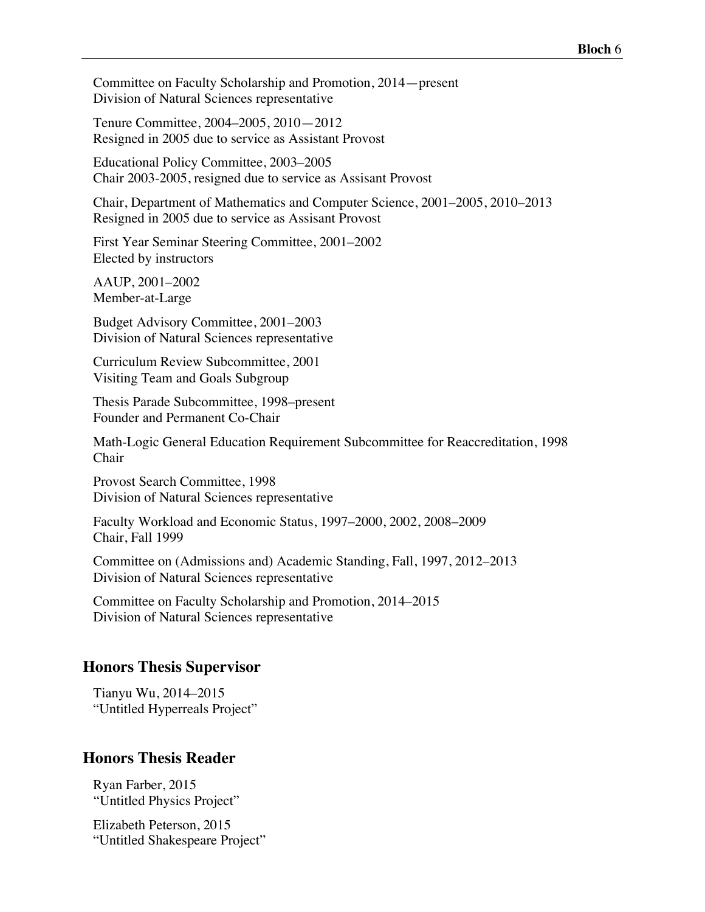Committee on Faculty Scholarship and Promotion, 2014—present
Division of Natural Sciences representative

Tenure Committee, 2004–2005, 2010—2012
Resigned in 2005 due to service as Assistant Provost

Educational Policy Committee, 2003–2005
Chair 2003-2005, resigned due to service as Assisant Provost

Chair, Department of Mathematics and Computer Science, 2001–2005, 2010–2013
Resigned in 2005 due to service as Assisant Provost

First Year Seminar Steering Committee, 2001–2002
Elected by instructors

AAUP, 2001–2002
Member-at-Large

Budget Advisory Committee, 2001–2003
Division of Natural Sciences representative

Curriculum Review Subcommittee, 2001
Visiting Team and Goals Subgroup

Thesis Parade Subcommittee, 1998–present
Founder and Permanent Co-Chair

Math-Logic General Education Requirement Subcommittee for Reaccreditation, 1998
Chair

Provost Search Committee, 1998
Division of Natural Sciences representative

Faculty Workload and Economic Status, 1997–2000, 2002, 2008–2009
Chair, Fall 1999

Committee on (Admissions and) Academic Standing, Fall, 1997, 2012–2013
Division of Natural Sciences representative

Committee on Faculty Scholarship and Promotion, 2014–2015
Division of Natural Sciences representative

## Honors Thesis Supervisor

Tianyu Wu, 2014–2015
"Untitled Hyperreals Project"

## Honors Thesis Reader

Ryan Farber, 2015
"Untitled Physics Project"

Elizabeth Peterson, 2015
"Untitled Shakespeare Project"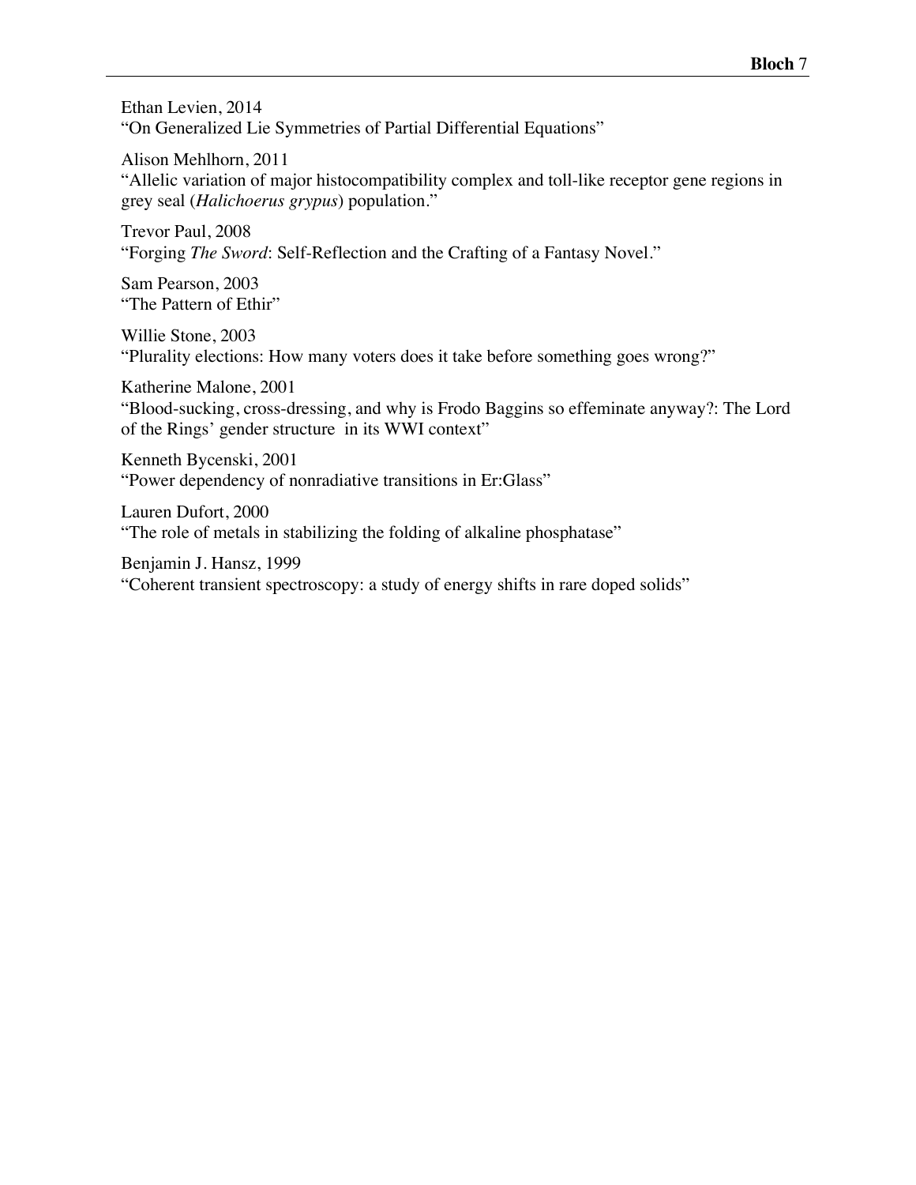Ethan Levien, 2014
"On Generalized Lie Symmetries of Partial Differential Equations"

Alison Mehlhorn, 2011
"Allelic variation of major histocompatibility complex and toll-like receptor gene regions in grey seal (*Halichoerus grypus*) population."

Trevor Paul, 2008
"Forging *The Sword*: Self-Reflection and the Crafting of a Fantasy Novel."

Sam Pearson, 2003
"The Pattern of Ethir"

Willie Stone, 2003
"Plurality elections: How many voters does it take before something goes wrong?"

Katherine Malone, 2001
"Blood-sucking, cross-dressing, and why is Frodo Baggins so effeminate anyway?: The Lord of the Rings' gender structure in its WWI context"

Kenneth Bycenski, 2001
"Power dependency of nonradiative transitions in Er:Glass"

Lauren Dufort, 2000
"The role of metals in stabilizing the folding of alkaline phosphatase"

Benjamin J. Hansz, 1999
"Coherent transient spectroscopy: a study of energy shifts in rare doped solids"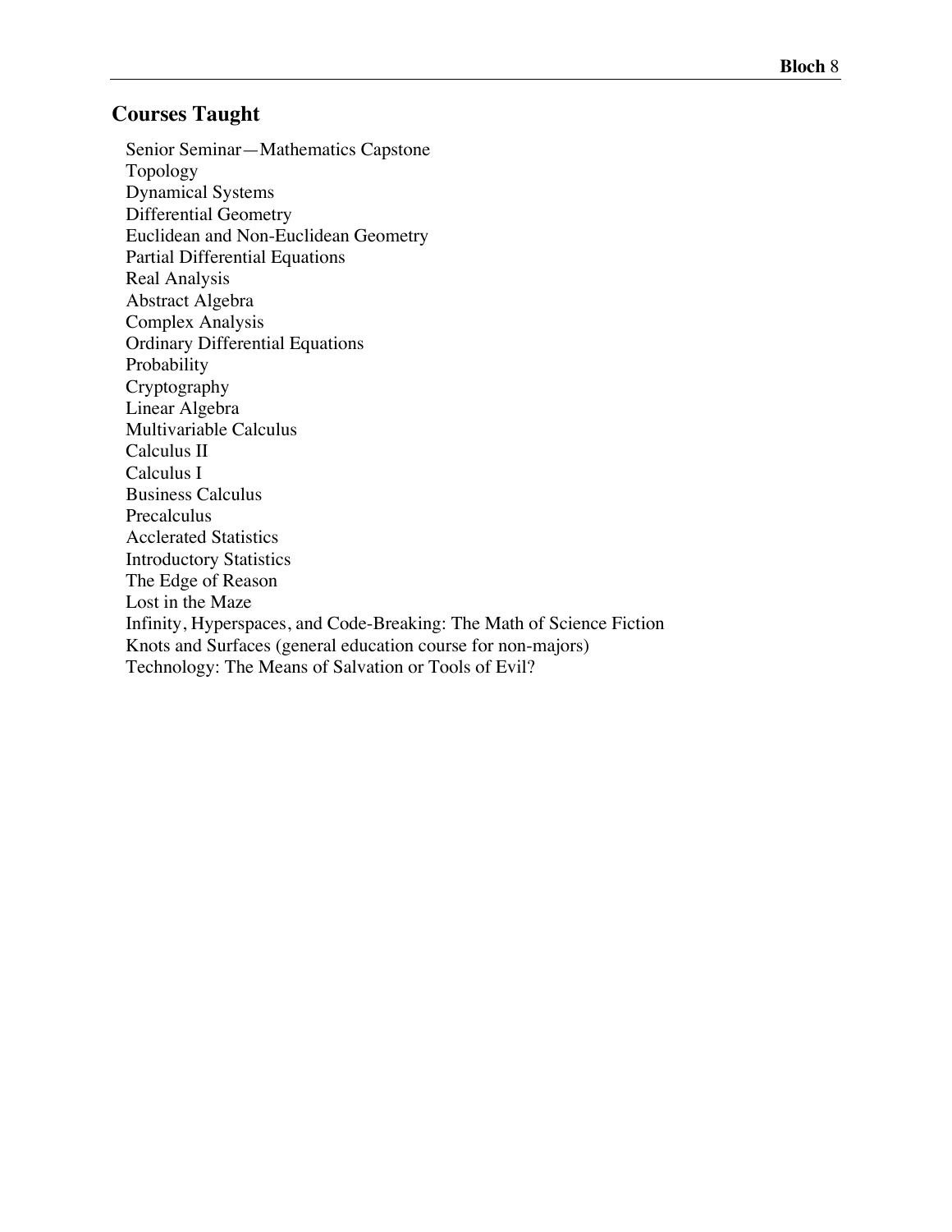## Courses Taught

Senior Seminar—Mathematics Capstone
Topology
Dynamical Systems
Differential Geometry
Euclidean and Non-Euclidean Geometry
Partial Differential Equations
Real Analysis
Abstract Algebra
Complex Analysis
Ordinary Differential Equations
Probability
Cryptography
Linear Algebra
Multivariable Calculus
Calculus II
Calculus I
Business Calculus
Precalculus
Acclerated Statistics
Introductory Statistics
The Edge of Reason
Lost in the Maze
Infinity, Hyperspaces, and Code-Breaking: The Math of Science Fiction
Knots and Surfaces (general education course for non-majors)
Technology: The Means of Salvation or Tools of Evil?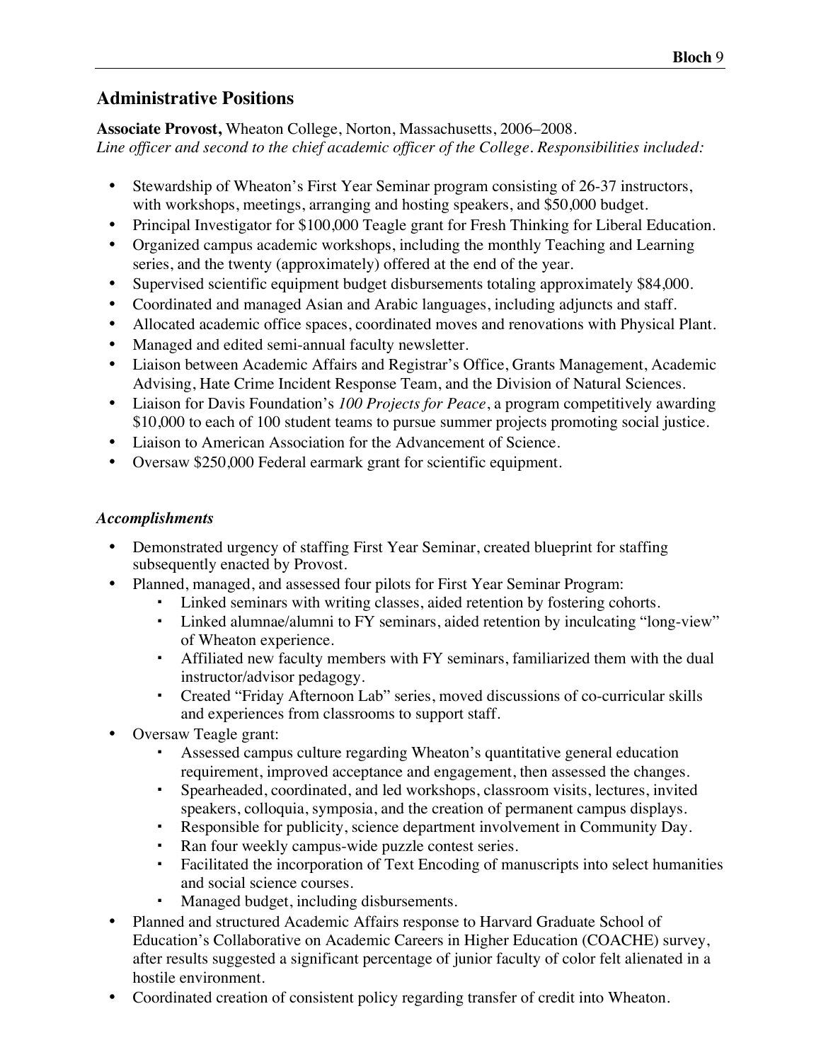## Administrative Positions

**Associate Provost,** Wheaton College, Norton, Massachusetts, 2006–2008.
*Line officer and second to the chief academic officer of the College. Responsibilities included:*

- Stewardship of Wheaton's First Year Seminar program consisting of 26-37 instructors, with workshops, meetings, arranging and hosting speakers, and $50,000 budget.
- Principal Investigator for $100,000 Teagle grant for Fresh Thinking for Liberal Education.
- Organized campus academic workshops, including the monthly Teaching and Learning series, and the twenty (approximately) offered at the end of the year.
- Supervised scientific equipment budget disbursements totaling approximately $84,000.
- Coordinated and managed Asian and Arabic languages, including adjuncts and staff.
- Allocated academic office spaces, coordinated moves and renovations with Physical Plant.
- Managed and edited semi-annual faculty newsletter.
- Liaison between Academic Affairs and Registrar's Office, Grants Management, Academic Advising, Hate Crime Incident Response Team, and the Division of Natural Sciences.
- Liaison for Davis Foundation's *100 Projects for Peace*, a program competitively awarding $10,000 to each of 100 student teams to pursue summer projects promoting social justice.
- Liaison to American Association for the Advancement of Science.
- Oversaw $250,000 Federal earmark grant for scientific equipment.

### *Accomplishments*

- Demonstrated urgency of staffing First Year Seminar, created blueprint for staffing subsequently enacted by Provost.
- Planned, managed, and assessed four pilots for First Year Seminar Program:
  - Linked seminars with writing classes, aided retention by fostering cohorts.
  - Linked alumnae/alumni to FY seminars, aided retention by inculcating "long-view" of Wheaton experience.
  - Affiliated new faculty members with FY seminars, familiarized them with the dual instructor/advisor pedagogy.
  - Created "Friday Afternoon Lab" series, moved discussions of co-curricular skills and experiences from classrooms to support staff.
- Oversaw Teagle grant:
  - Assessed campus culture regarding Wheaton's quantitative general education requirement, improved acceptance and engagement, then assessed the changes.
  - Spearheaded, coordinated, and led workshops, classroom visits, lectures, invited speakers, colloquia, symposia, and the creation of permanent campus displays.
  - Responsible for publicity, science department involvement in Community Day.
  - Ran four weekly campus-wide puzzle contest series.
  - Facilitated the incorporation of Text Encoding of manuscripts into select humanities and social science courses.
  - Managed budget, including disbursements.
- Planned and structured Academic Affairs response to Harvard Graduate School of Education's Collaborative on Academic Careers in Higher Education (COACHE) survey, after results suggested a significant percentage of junior faculty of color felt alienated in a hostile environment.
- Coordinated creation of consistent policy regarding transfer of credit into Wheaton.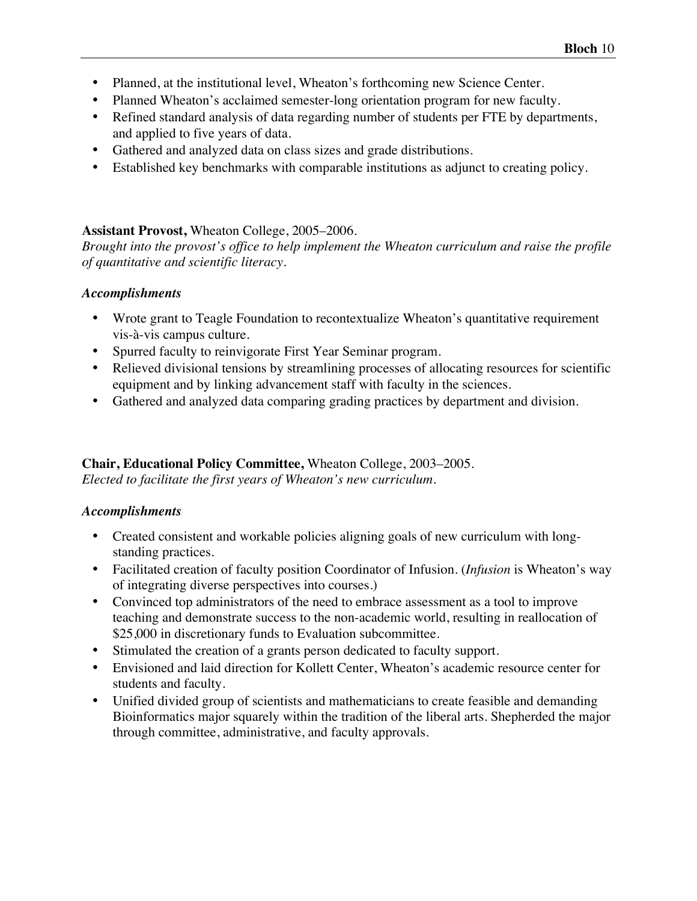- Planned, at the institutional level, Wheaton's forthcoming new Science Center.
- Planned Wheaton's acclaimed semester-long orientation program for new faculty.
- Refined standard analysis of data regarding number of students per FTE by departments, and applied to five years of data.
- Gathered and analyzed data on class sizes and grade distributions.
- Established key benchmarks with comparable institutions as adjunct to creating policy.

**Assistant Provost,** Wheaton College, 2005–2006.
*Brought into the provost's office to help implement the Wheaton curriculum and raise the profile of quantitative and scientific literacy.*

***Accomplishments***

- Wrote grant to Teagle Foundation to recontextualize Wheaton's quantitative requirement vis-à-vis campus culture.
- Spurred faculty to reinvigorate First Year Seminar program.
- Relieved divisional tensions by streamlining processes of allocating resources for scientific equipment and by linking advancement staff with faculty in the sciences.
- Gathered and analyzed data comparing grading practices by department and division.

**Chair, Educational Policy Committee,** Wheaton College, 2003–2005.
*Elected to facilitate the first years of Wheaton's new curriculum.*

***Accomplishments***

- Created consistent and workable policies aligning goals of new curriculum with long-standing practices.
- Facilitated creation of faculty position Coordinator of Infusion. (*Infusion* is Wheaton's way of integrating diverse perspectives into courses.)
- Convinced top administrators of the need to embrace assessment as a tool to improve teaching and demonstrate success to the non-academic world, resulting in reallocation of $25,000 in discretionary funds to Evaluation subcommittee.
- Stimulated the creation of a grants person dedicated to faculty support.
- Envisioned and laid direction for Kollett Center, Wheaton's academic resource center for students and faculty.
- Unified divided group of scientists and mathematicians to create feasible and demanding Bioinformatics major squarely within the tradition of the liberal arts. Shepherded the major through committee, administrative, and faculty approvals.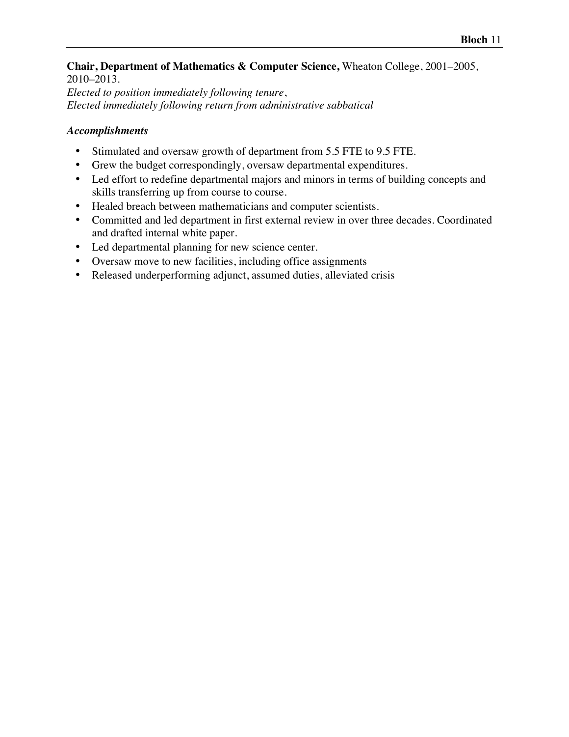**Chair, Department of Mathematics & Computer Science,** Wheaton College, 2001–2005, 2010–2013.
*Elected to position immediately following tenure*,
*Elected immediately following return from administrative sabbatical*

***Accomplishments***

- Stimulated and oversaw growth of department from 5.5 FTE to 9.5 FTE.
- Grew the budget correspondingly, oversaw departmental expenditures.
- Led effort to redefine departmental majors and minors in terms of building concepts and skills transferring up from course to course.
- Healed breach between mathematicians and computer scientists.
- Committed and led department in first external review in over three decades. Coordinated and drafted internal white paper.
- Led departmental planning for new science center.
- Oversaw move to new facilities, including office assignments
- Released underperforming adjunct, assumed duties, alleviated crisis